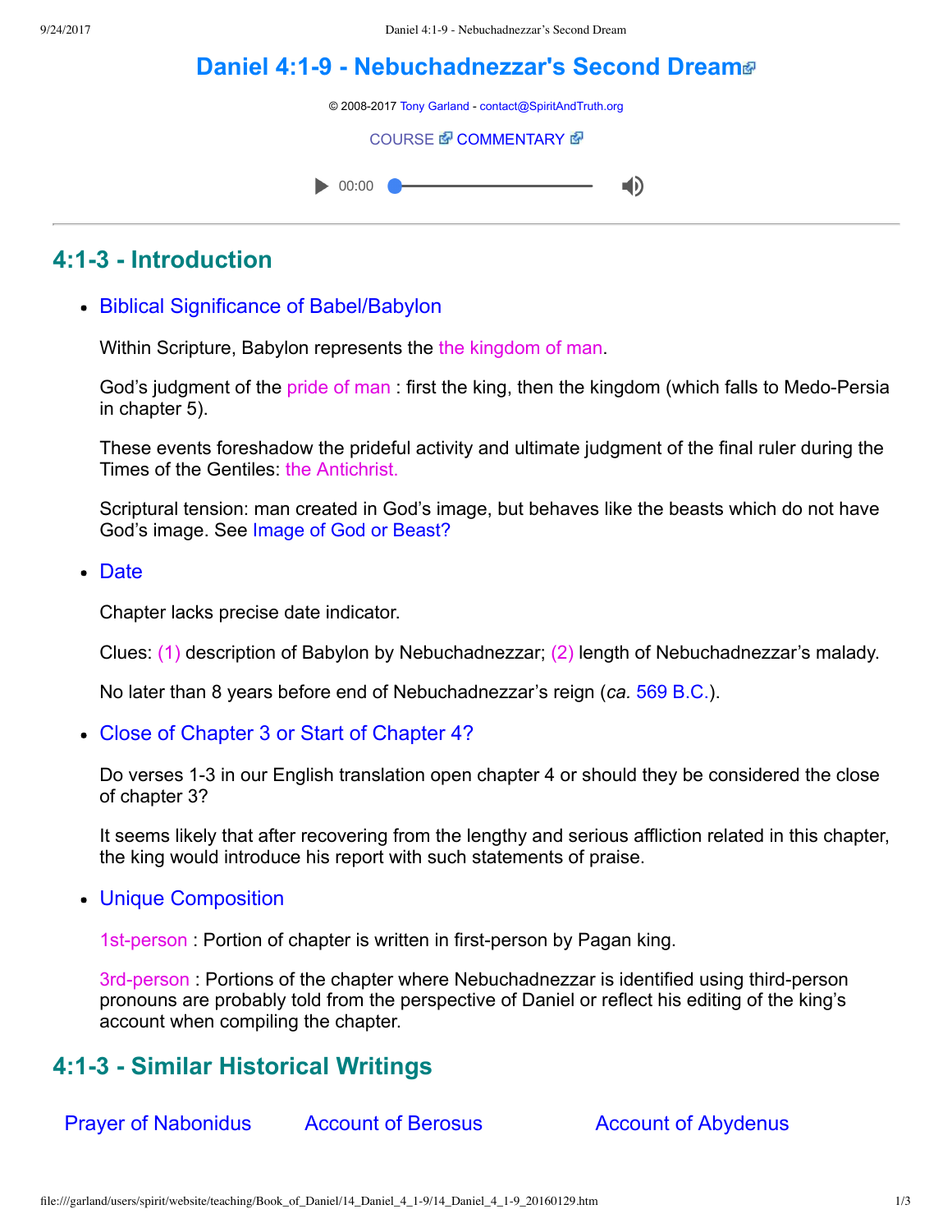# Daniel 4:1-9 - Nebuchadnezzar's Second Dream

© 2008-2017 Tony Garland - contact@SpiritAndTruth.org

COURSE COMMENTARY

00:00

## 4:1-3 - Introduction

- Biblical Significance of Babel/Babylon

  Within Scripture, Babylon represents the the kingdom of man.

  God's judgment of the pride of man : first the king, then the kingdom (which falls to Medo-Persia in chapter 5).

  These events foreshadow the prideful activity and ultimate judgment of the final ruler during the Times of the Gentiles: the Antichrist.

  Scriptural tension: man created in God's image, but behaves like the beasts which do not have God's image. See Image of God or Beast?

- Date

  Chapter lacks precise date indicator.

  Clues: (1) description of Babylon by Nebuchadnezzar; (2) length of Nebuchadnezzar's malady.

  No later than 8 years before end of Nebuchadnezzar's reign (*ca.* 569 B.C.).

- Close of Chapter 3 or Start of Chapter 4?

  Do verses 1-3 in our English translation open chapter 4 or should they be considered the close of chapter 3?

  It seems likely that after recovering from the lengthy and serious affliction related in this chapter, the king would introduce his report with such statements of praise.

- Unique Composition

  1st-person : Portion of chapter is written in first-person by Pagan king.

  3rd-person : Portions of the chapter where Nebuchadnezzar is identified using third-person pronouns are probably told from the perspective of Daniel or reflect his editing of the king's account when compiling the chapter.

## 4:1-3 - Similar Historical Writings

Prayer of Nabonidus | Account of Berosus | Account of Abydenus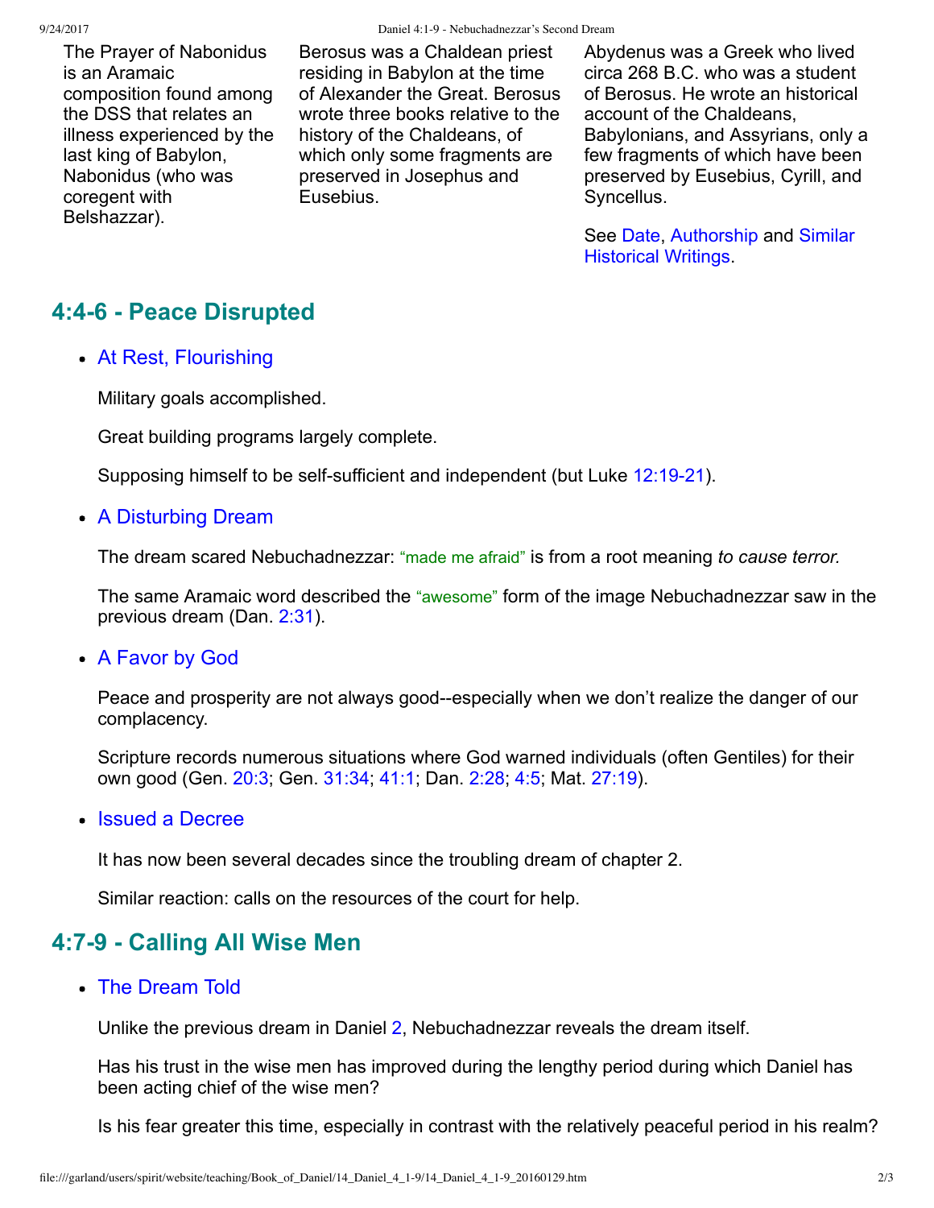The Prayer of Nabonidus is an Aramaic composition found among the DSS that relates an illness experienced by the last king of Babylon, Nabonidus (who was coregent with Belshazzar).

Berosus was a Chaldean priest residing in Babylon at the time of Alexander the Great. Berosus wrote three books relative to the history of the Chaldeans, of which only some fragments are preserved in Josephus and Eusebius.

Abydenus was a Greek who lived circa 268 B.C. who was a student of Berosus. He wrote an historical account of the Chaldeans, Babylonians, and Assyrians, only a few fragments of which have been preserved by Eusebius, Cyrill, and Syncellus.

See Date, Authorship and Similar Historical Writings.

## 4:4-6 - Peace Disrupted

- At Rest, Flourishing

  Military goals accomplished.

  Great building programs largely complete.

  Supposing himself to be self-sufficient and independent (but Luke 12:19-21).

- A Disturbing Dream

  The dream scared Nebuchadnezzar: "made me afraid" is from a root meaning *to cause terror.*

  The same Aramaic word described the "awesome" form of the image Nebuchadnezzar saw in the previous dream (Dan. 2:31).

- A Favor by God

  Peace and prosperity are not always good--especially when we don't realize the danger of our complacency.

  Scripture records numerous situations where God warned individuals (often Gentiles) for their own good (Gen. 20:3; Gen. 31:34; 41:1; Dan. 2:28; 4:5; Mat. 27:19).

- Issued a Decree

  It has now been several decades since the troubling dream of chapter 2.

  Similar reaction: calls on the resources of the court for help.

## 4:7-9 - Calling All Wise Men

- The Dream Told

  Unlike the previous dream in Daniel 2, Nebuchadnezzar reveals the dream itself.

  Has his trust in the wise men has improved during the lengthy period during which Daniel has been acting chief of the wise men?

  Is his fear greater this time, especially in contrast with the relatively peaceful period in his realm?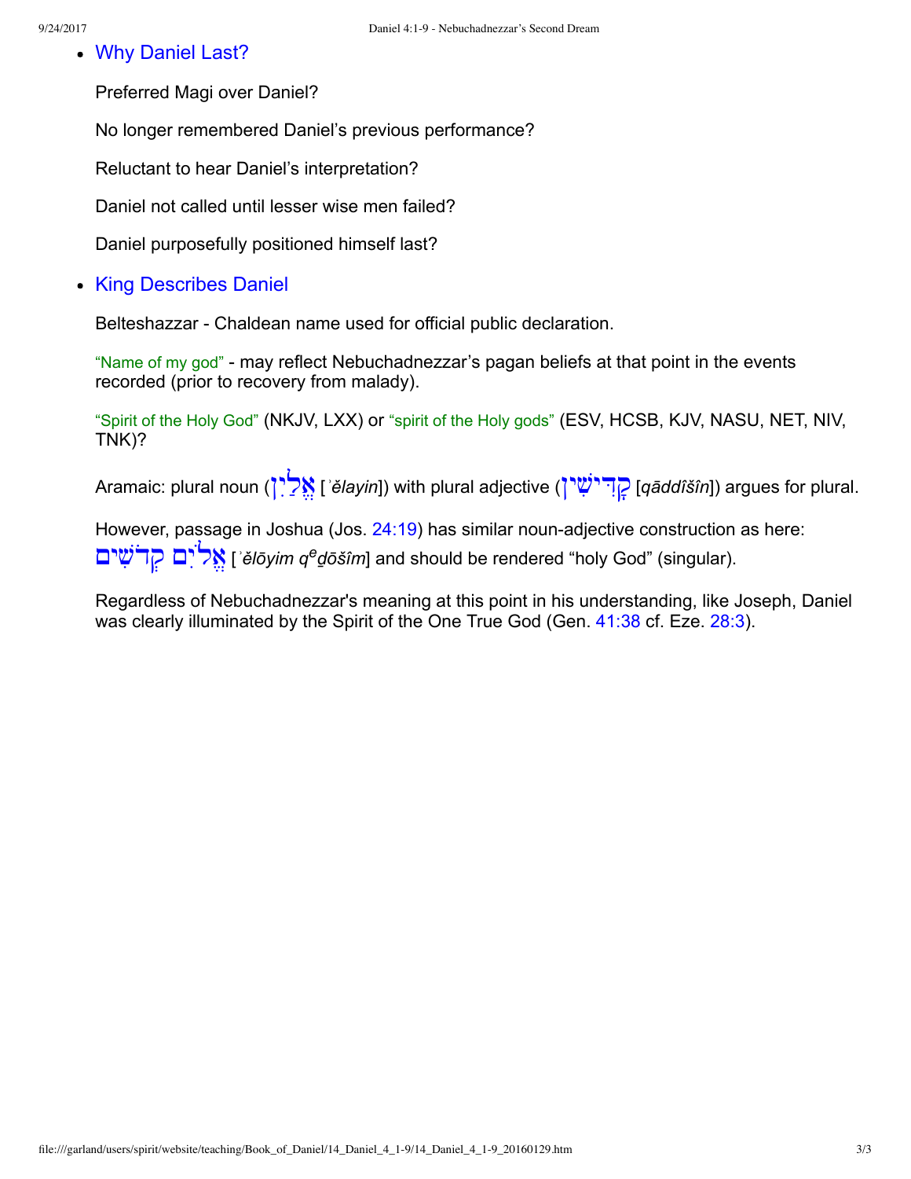- Why Daniel Last?

  Preferred Magi over Daniel?

  No longer remembered Daniel's previous performance?

  Reluctant to hear Daniel's interpretation?

  Daniel not called until lesser wise men failed?

  Daniel purposefully positioned himself last?

- King Describes Daniel

  Belteshazzar - Chaldean name used for official public declaration.

  "Name of my god" - may reflect Nebuchadnezzar's pagan beliefs at that point in the events recorded (prior to recovery from malady).

  "Spirit of the Holy God" (NKJV, LXX) or "spirit of the Holy gods" (ESV, HCSB, KJV, NASU, NET, NIV, TNK)?

  Aramaic: plural noun (אֱלָהִין [*ʾĕlayin*]) with plural adjective (קַדִּישִׁין [*qāddîšîn*]) argues for plural.

  However, passage in Joshua (Jos. 24:19) has similar noun-adjective construction as here: אֱלֹהִים קְדֹשִׁים [*ʾĕlōyim qᵉḏōšîm*] and should be rendered "holy God" (singular).

  Regardless of Nebuchadnezzar's meaning at this point in his understanding, like Joseph, Daniel was clearly illuminated by the Spirit of the One True God (Gen. 41:38 cf. Eze. 28:3).